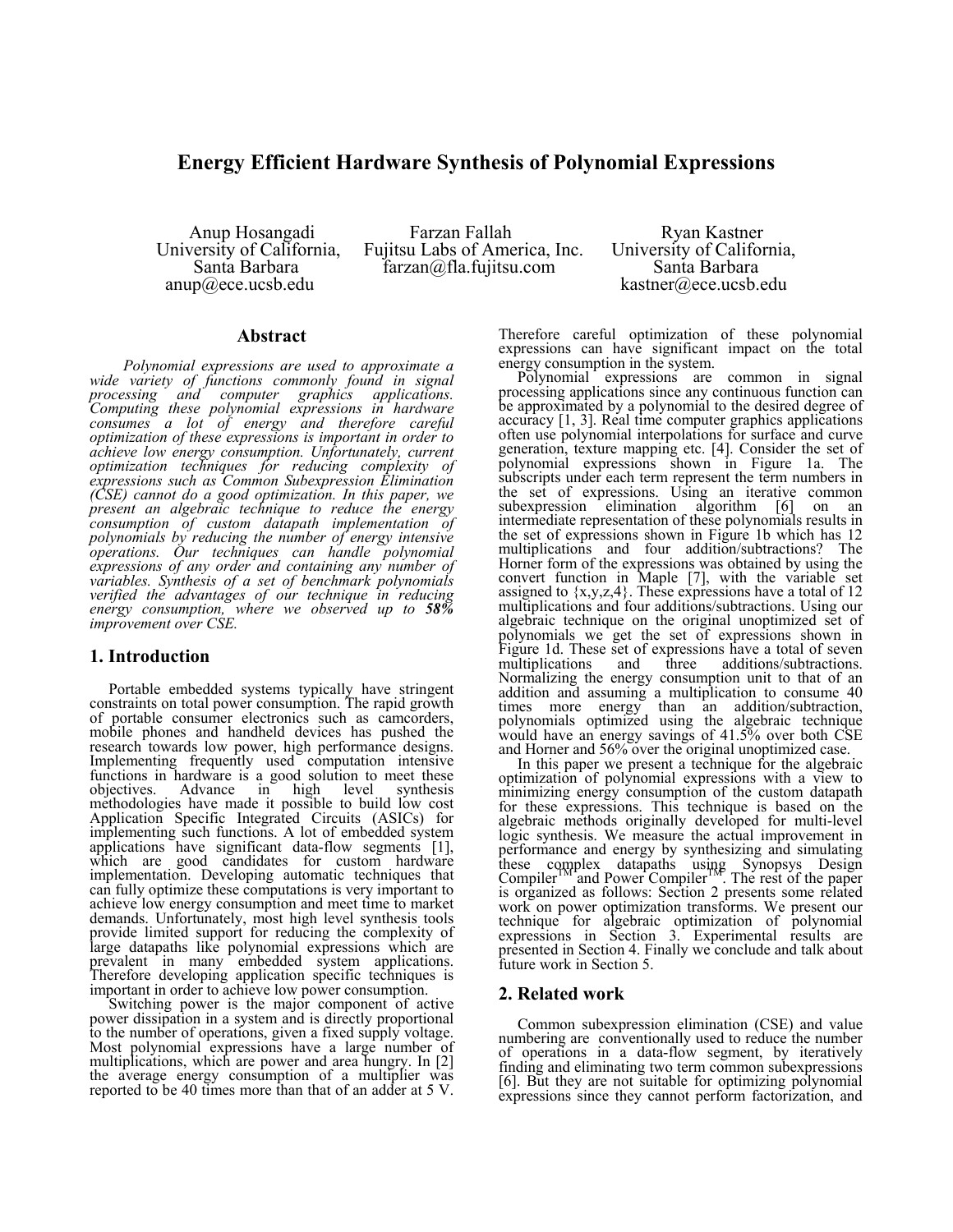# Energy Efficient Hardware Synthesis of Polynomial Expressions

Anup Hosangadi
University of California, Santa Barbara
anup@ece.ucsb.edu

Farzan Fallah
Fujitsu Labs of America, Inc.
farzan@fla.fujitsu.com

Ryan Kastner
University of California, Santa Barbara
kastner@ece.ucsb.edu

## Abstract

*Polynomial expressions are used to approximate a wide variety of functions commonly found in signal processing and computer graphics applications. Computing these polynomial expressions in hardware consumes a lot of energy and therefore careful optimization of these expressions is important in order to achieve low energy consumption. Unfortunately, current optimization techniques for reducing complexity of expressions such as Common Subexpression Elimination (CSE) cannot do a good optimization. In this paper, we present an algebraic technique to reduce the energy consumption of custom datapath implementation of polynomials by reducing the number of energy intensive operations. Our techniques can handle polynomial expressions of any order and containing any number of variables. Synthesis of a set of benchmark polynomials verified the advantages of our technique in reducing energy consumption, where we observed up to **58%** improvement over CSE.*

## 1. Introduction

Portable embedded systems typically have stringent constraints on total power consumption. The rapid growth of portable consumer electronics such as camcorders, mobile phones and handheld devices has pushed the research towards low power, high performance designs. Implementing frequently used computation intensive functions in hardware is a good solution to meet these objectives. Advance in high level synthesis methodologies have made it possible to build low cost Application Specific Integrated Circuits (ASICs) for implementing such functions. A lot of embedded system applications have significant data-flow segments [1], which are good candidates for custom hardware implementation. Developing automatic techniques that can fully optimize these computations is very important to achieve low energy consumption and meet time to market demands. Unfortunately, most high level synthesis tools provide limited support for reducing the complexity of large datapaths like polynomial expressions which are prevalent in many embedded system applications. Therefore developing application specific techniques is important in order to achieve low power consumption.

Switching power is the major component of active power dissipation in a system and is directly proportional to the number of operations, given a fixed supply voltage. Most polynomial expressions have a large number of multiplications, which are power and area hungry. In [2] the average energy consumption of a multiplier was reported to be 40 times more than that of an adder at 5 V. Therefore careful optimization of these polynomial expressions can have significant impact on the total energy consumption in the system.

Polynomial expressions are common in signal processing applications since any continuous function can be approximated by a polynomial to the desired degree of accuracy [1, 3]. Real time computer graphics applications often use polynomial interpolations for surface and curve generation, texture mapping etc. [4]. Consider the set of polynomial expressions shown in Figure 1a. The subscripts under each term represent the term numbers in the set of expressions. Using an iterative common subexpression elimination algorithm [6] on an intermediate representation of these polynomials results in the set of expressions shown in Figure 1b which has 12 multiplications and four addition/subtractions? The Horner form of the expressions was obtained by using the convert function in Maple [7], with the variable set assigned to {x,y,z,4}. These expressions have a total of 12 multiplications and four additions/subtractions. Using our algebraic technique on the original unoptimized set of polynomials we get the set of expressions shown in Figure 1d. These set of expressions have a total of seven multiplications and three additions/subtractions. Normalizing the energy consumption unit to that of an addition and assuming a multiplication to consume 40 times more energy than an addition/subtraction, polynomials optimized using the algebraic technique would have an energy savings of 41.5% over both CSE and Horner and 56% over the original unoptimized case.

In this paper we present a technique for the algebraic optimization of polynomial expressions with a view to minimizing energy consumption of the custom datapath for these expressions. This technique is based on the algebraic methods originally developed for multi-level logic synthesis. We measure the actual improvement in performance and energy by synthesizing and simulating these complex datapaths using Synopsys Design Compiler™ and Power Compiler™. The rest of the paper is organized as follows: Section 2 presents some related work on power optimization transforms. We present our technique for algebraic optimization of polynomial expressions in Section 3. Experimental results are presented in Section 4. Finally we conclude and talk about future work in Section 5.

## 2. Related work

Common subexpression elimination (CSE) and value numbering are conventionally used to reduce the number of operations in a data-flow segment, by iteratively finding and eliminating two term common subexpressions [6]. But they are not suitable for optimizing polynomial expressions since they cannot perform factorization, and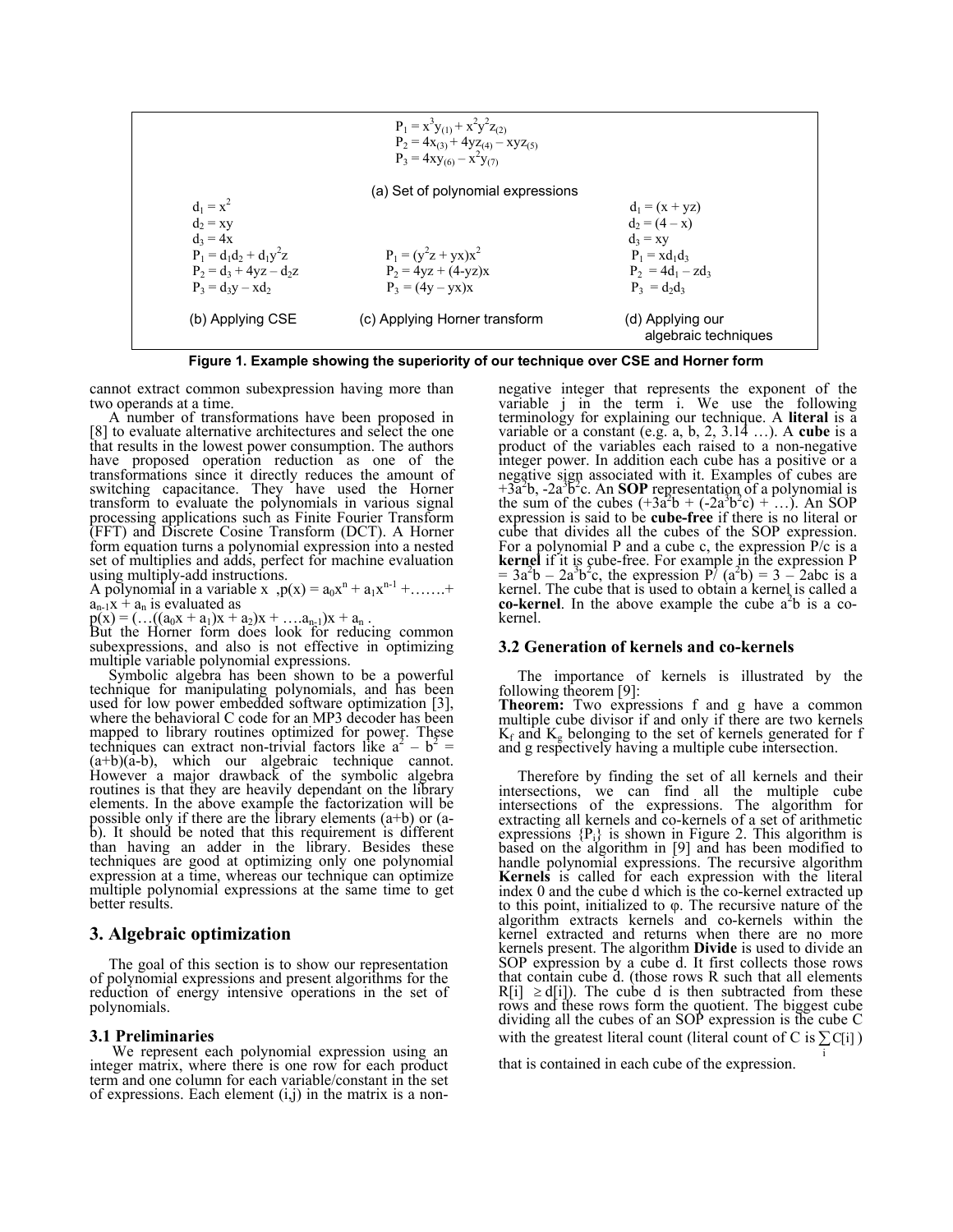$P_1 = x^3y_{(1)} + x^2y^2z_{(2)}$
$P_2 = 4x_{(3)} + 4yz_{(4)} - xyz_{(5)}$
$P_3 = 4xy_{(6)} - x^2y_{(7)}$

(a) Set of polynomial expressions

| (b) Applying CSE | (c) Applying Horner transform | (d) Applying our algebraic techniques |
|---|---|---|
| $d_1 = x^2$ | | $d_1 = (x + yz)$ |
| $d_2 = xy$ | | $d_2 = (4 - x)$ |
| $d_3 = 4x$ | | $d_3 = xy$ |
| $P_1 = d_1d_2 + d_1y^2z$ | $P_1 = (y^2z + yx)x^2$ | $P_1 = xd_1d_3$ |
| $P_2 = d_3 + 4yz - d_2z$ | $P_2 = 4yz + (4\text{-}yz)x$ | $P_2 = 4d_1 - zd_3$ |
| $P_3 = d_3y - xd_2$ | $P_3 = (4y - yx)x$ | $P_3 = d_2d_3$ |

**Figure 1. Example showing the superiority of our technique over CSE and Horner form**

cannot extract common subexpression having more than two operands at a time.

A number of transformations have been proposed in [8] to evaluate alternative architectures and select the one that results in the lowest power consumption. The authors have proposed operation reduction as one of the transformations since it directly reduces the amount of switching capacitance. They have used the Horner transform to evaluate the polynomials in various signal processing applications such as Finite Fourier Transform (FFT) and Discrete Cosine Transform (DCT). A Horner form equation turns a polynomial expression into a nested set of multiplies and adds, perfect for machine evaluation using multiply-add instructions.

A polynomial in a variable x, $p(x) = a_0x^n + a_1x^{n-1} + \ldots\ldots + a_{n-1}x + a_n$ is evaluated as

$p(x) = (\ldots((a_0x + a_1)x + a_2)x + \ldots.a_{n-1})x + a_n$ .

But the Horner form does look for reducing common subexpressions, and also is not effective in optimizing multiple variable polynomial expressions.

Symbolic algebra has been shown to be a powerful technique for manipulating polynomials, and has been used for low power embedded software optimization [3], where the behavioral C code for an MP3 decoder has been mapped to library routines optimized for power. These techniques can extract non-trivial factors like $a^2 - b^2 = (a+b)(a\text{-}b)$, which our algebraic technique cannot. However a major drawback of the symbolic algebra routines is that they are heavily dependant on the library elements. In the above example the factorization will be possible only if there are the library elements (a+b) or (a-b). It should be noted that this requirement is different than having an adder in the library. Besides these techniques are good at optimizing only one polynomial expression at a time, whereas our technique can optimize multiple polynomial expressions at the same time to get better results.

## 3. Algebraic optimization

The goal of this section is to show our representation of polynomial expressions and present algorithms for the reduction of energy intensive operations in the set of polynomials.

### 3.1 Preliminaries

We represent each polynomial expression using an integer matrix, where there is one row for each product term and one column for each variable/constant in the set of expressions. Each element (i,j) in the matrix is a non-negative integer that represents the exponent of the variable j in the term i. We use the following terminology for explaining our technique. A **literal** is a variable or a constant (e.g. a, b, 2, 3.14 …). A **cube** is a product of the variables each raised to a non-negative integer power. In addition each cube has a positive or a negative sign associated with it. Examples of cubes are $+3a^2b$, $-2a^3b^2c$. An **SOP** representation of a polynomial is the sum of the cubes $(+3a^2b + (-2a^3b^2c) + \ldots)$. An SOP expression is said to be **cube-free** if there is no literal or cube that divides all the cubes of the SOP expression. For a polynomial P and a cube c, the expression P/c is a **kernel** if it is cube-free. For example in the expression $P = 3a^2b - 2a^3b^2c$, the expression $P/(a^2b) = 3 - 2abc$ is a kernel. The cube that is used to obtain a kernel is called a **co-kernel**. In the above example the cube $a^2b$ is a co-kernel.

### 3.2 Generation of kernels and co-kernels

The importance of kernels is illustrated by the following theorem [9]:

**Theorem:** Two expressions f and g have a common multiple cube divisor if and only if there are two kernels $K_f$ and $K_g$ belonging to the set of kernels generated for f and g respectively having a multiple cube intersection.

Therefore by finding the set of all kernels and their intersections, we can find all the multiple cube intersections of the expressions. The algorithm for extracting all kernels and co-kernels of a set of arithmetic expressions $\{P_i\}$ is shown in Figure 2. This algorithm is based on the algorithm in [9] and has been modified to handle polynomial expressions. The recursive algorithm **Kernels** is called for each expression with the literal index 0 and the cube d which is the co-kernel extracted up to this point, initialized to φ. The recursive nature of the algorithm extracts kernels and co-kernels within the kernel extracted and returns when there are no more kernels present. The algorithm **Divide** is used to divide an SOP expression by a cube d. It first collects those rows that contain cube d. (those rows R such that all elements $R[i] \geq d[i]$). The cube d is then subtracted from these rows and these rows form the quotient. The biggest cube dividing all the cubes of an SOP expression is the cube C with the greatest literal count (literal count of C is $\sum_i C[i]$) that is contained in each cube of the expression.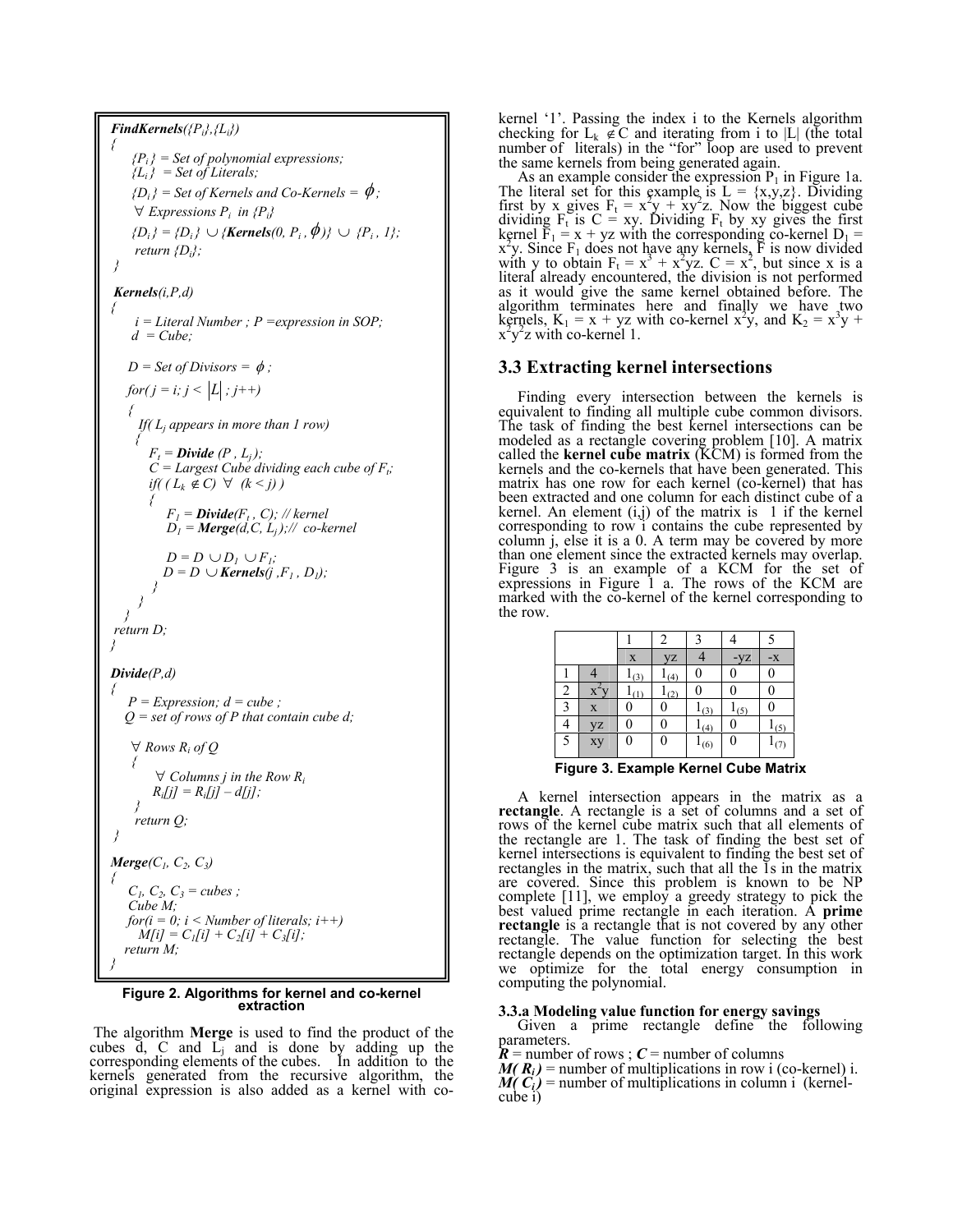```
FindKernels({P_i},{L_i})
{
    {P_i} = Set of polynomial expressions;
    {L_i} = Set of Literals;
    {D_i} = Set of Kernels and Co-Kernels = ϕ;
    ∀ Expressions P_i in {P_i}
    {D_i} = {D_i} ∪ {Kernels(0, P_i , ϕ)} ∪ {P_i , 1};
    return {D_i};
}

Kernels(i,P,d)
{
    i = Literal Number ; P =expression in SOP;
    d = Cube;

    D = Set of Divisors = ϕ ;
    for( j = i; j < |L| ; j++)
    {
      If( L_j appears in more than 1 row)
      {
        F_t = Divide (P , L_j );
        C = Largest Cube dividing each cube of F_t;
        if( ( L_k ∉ C) ∀ (k < j) )
        {
            F_1 = Divide(F_t , C); // kernel
            D_1 = Merge(d,C, L_j );// co-kernel

            D = D ∪ D_1 ∪ F_1;
           D = D ∪ Kernels(j ,F_1 , D_1);
        }
      }
    }
  return D;
}

Divide(P,d)
{
    P = Expression; d = cube ;
    Q = set of rows of P that contain cube d;

    ∀ Rows R_i of Q
    {
        ∀ Columns j in the Row R_i
        R_i[j] = R_i[j] – d[j];
    }
    return Q;
}

Merge(C_1, C_2, C_3)
{
    C_1, C_2, C_3 = cubes ;
    Cube M;
    for(i = 0; i < Number of literals; i++)
      M[i] = C_1[i] + C_2[i] + C_3[i];
    return M;
}
```

**Figure 2. Algorithms for kernel and co-kernel extraction**

The algorithm **Merge** is used to find the product of the cubes d, C and $L_j$ and is done by adding up the corresponding elements of the cubes. In addition to the kernels generated from the recursive algorithm, the original expression is also added as a kernel with co-kernel '1'. Passing the index i to the Kernels algorithm checking for $L_k \notin C$ and iterating from i to |L| (the total number of literals) in the "for" loop are used to prevent the same kernels from being generated again.

As an example consider the expression $P_1$ in Figure 1a. The literal set for this example is L = {x,y,z}. Dividing first by x gives $F_t = x^2y + xy^2z$. Now the biggest cube dividing $F_t$ is C = xy. Dividing $F_t$ by xy gives the first kernel $F_1 = x + yz$ with the corresponding co-kernel $D_1 = x^2y$. Since $F_1$ does not have any kernels, F is now divided with y to obtain $F_t = x^3 + x^2yz$. C = $x^2$, but since x is a literal already encountered, the division is not performed as it would give the same kernel obtained before. The algorithm terminates here and finally we have two kernels, $K_1 = x + yz$ with co-kernel $x^2y$, and $K_2 = x^3y + x^2y^2z$ with co-kernel 1.

## 3.3 Extracting kernel intersections

Finding every intersection between the kernels is equivalent to finding all multiple cube common divisors. The task of finding the best kernel intersections can be modeled as a rectangle covering problem [10]. A matrix called the **kernel cube matrix** (KCM) is formed from the kernels and the co-kernels that have been generated. This matrix has one row for each kernel (co-kernel) that has been extracted and one column for each distinct cube of a kernel. An element (i,j) of the matrix is 1 if the kernel corresponding to row i contains the cube represented by column j, else it is a 0. A term may be covered by more than one element since the extracted kernels may overlap. Figure 3 is an example of a KCM for the set of expressions in Figure 1 a. The rows of the KCM are marked with the co-kernel of the kernel corresponding to the row.

| | | 1 | 2 | 3 | 4 | 5 |
|---|---|---|---|---|---|---|
| | | x | yz | 4 | -yz | -x |
| 1 | 4 | $1_{(3)}$ | $1_{(4)}$ | 0 | 0 | 0 |
| 2 | $x^2y$ | $1_{(1)}$ | $1_{(2)}$ | 0 | 0 | 0 |
| 3 | x | 0 | 0 | $1_{(3)}$ | $1_{(5)}$ | 0 |
| 4 | yz | 0 | 0 | $1_{(4)}$ | 0 | $1_{(5)}$ |
| 5 | xy | 0 | 0 | $1_{(6)}$ | 0 | $1_{(7)}$ |

**Figure 3. Example Kernel Cube Matrix**

A kernel intersection appears in the matrix as a **rectangle**. A rectangle is a set of columns and a set of rows of the kernel cube matrix such that all elements of the rectangle are 1. The task of finding the best set of kernel intersections is equivalent to finding the best set of rectangles in the matrix, such that all the 1s in the matrix are covered. Since this problem is known to be NP complete [11], we employ a greedy strategy to pick the best valued prime rectangle in each iteration. A **prime rectangle** is a rectangle that is not covered by any other rectangle. The value function for selecting the best rectangle depends on the optimization target. In this work we optimize for the total energy consumption in computing the polynomial.

### 3.3.a Modeling value function for energy savings

Given a prime rectangle define the following parameters.

***R*** = number of rows ; ***C*** = number of columns

***M( $R_i$ )*** = number of multiplications in row i (co-kernel) i.

***M( $C_i$ )*** = number of multiplications in column i (kernel-cube i)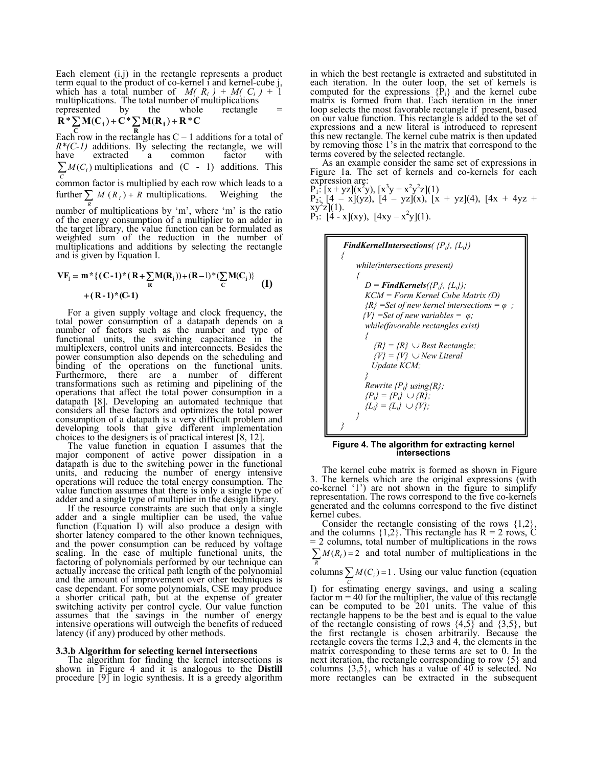Each element (i,j) in the rectangle represents a product term equal to the product of co-kernel i and kernel-cube j, which has a total number of $M(R_i) + M(C_i) + 1$ multiplications. The total number of multiplications represented by the whole rectangle = $\mathbf{R * \sum_C M(C_i) + C * \sum_R M(R_i) + R * C}$

Each row in the rectangle has C – 1 additions for a total of *R\*(C-1)* additions. By selecting the rectangle, we will have extracted a common factor with $\sum_C M(C_i)$ multiplications and (C - 1) additions. This common factor is multiplied by each row which leads to a further $\sum_R M(R_i) + R$ multiplications. Weighing the number of multiplications by 'm', where 'm' is the ratio of the energy consumption of a multiplier to an adder in the target library, the value function can be formulated as weighted sum of the reduction in the number of multiplications and additions by selecting the rectangle and is given by Equation I.

$$\mathbf{VF_1 = m * \{(C-1)*(R + \sum_R M(R_i)) + (R-1)*(\sum_C M(C_i)\} + (R-1)*(C-1)} \quad \textbf{(I)}$$

For a given supply voltage and clock frequency, the total power consumption of a datapath depends on a number of factors such as the number and type of functional units, the switching capacitance in the multiplexers, control units and interconnects. Besides the power consumption also depends on the scheduling and binding of the operations on the functional units. Furthermore, there are a number of different transformations such as retiming and pipelining of the operations that affect the total power consumption in a datapath [8]. Developing an automated technique that considers all these factors and optimizes the total power consumption of a datapath is a very difficult problem and developing tools that give different implementation choices to the designers is of practical interest [8, 12].

The value function in equation I assumes that the major component of active power dissipation in a datapath is due to the switching power in the functional units, and reducing the number of energy intensive operations will reduce the total energy consumption. The value function assumes that there is only a single type of adder and a single type of multiplier in the design library.

If the resource constraints are such that only a single adder and a single multiplier can be used, the value function (Equation I) will also produce a design with shorter latency compared to the other known techniques, and the power consumption can be reduced by voltage scaling. In the case of multiple functional units, the factoring of polynomials performed by our technique can actually increase the critical path length of the polynomial and the amount of improvement over other techniques is case dependant. For some polynomials, CSE may produce a shorter critical path, but at the expense of greater switching activity per control cycle. Our value function assumes that the savings in the number of energy intensive operations will outweigh the benefits of reduced latency (if any) produced by other methods.

### 3.3.b Algorithm for selecting kernel intersections

The algorithm for finding the kernel intersections is shown in Figure 4 and it is analogous to the **Distill** procedure [9] in logic synthesis. It is a greedy algorithm in which the best rectangle is extracted and substituted in each iteration. In the outer loop, the set of kernels is computed for the expressions $\{P_i\}$ and the kernel cube matrix is formed from that. Each iteration in the inner loop selects the most favorable rectangle if present, based on our value function. This rectangle is added to the set of expressions and a new literal is introduced to represent this new rectangle. The kernel cube matrix is then updated by removing those 1's in the matrix that correspond to the terms covered by the selected rectangle.

As an example consider the same set of expressions in Figure 1a. The set of kernels and co-kernels for each expression are:

$P_1$: $[x + yz](x^2y)$, $[x^3y + x^2y^2z](1)$

$P_2$: $[4 – x](yz)$, $[4 – yz](x)$, $[x + yz](4)$, $[4x + 4yz + xy^2z](1)$.

$P_3$: $[4 - x](xy)$, $[4xy – x^2y](1)$.

```
FindKernelIntersections( {Pi}, {Li})
{
    while(intersections present)
    {
        D = FindKernels({Pi}, {Li});
        KCM = Form Kernel Cube Matrix (D)
        {R} =Set of new kernel intersections = φ ;
        {V} =Set of new variables = φ;
        while(favorable rectangles exist)
        {
            {R} = {R} ∪ Best Rectangle;
            {V} = {V} ∪ New Literal
            Update KCM;
        }
        Rewrite {Pi} using{R};
        {Pi} = {Pi} ∪ {R};
        {Li} = {Li} ∪ {V};
    }
}
```

**Figure 4. The algorithm for extracting kernel intersections**

The kernel cube matrix is formed as shown in Figure 3. The kernels which are the original expressions (with co-kernel '1') are not shown in the figure to simplify representation. The rows correspond to the five co-kernels generated and the columns correspond to the five distinct kernel cubes.

Consider the rectangle consisting of the rows {1,2}, and the columns {1,2}. This rectangle has R = 2 rows, C = 2 columns, total number of multiplications in the rows $\sum_R M(R_i) = 2$ and total number of multiplications in the columns $\sum_C M(C_i) = 1$. Using our value function (equation I) for estimating energy savings, and using a scaling factor m = 40 for the multiplier, the value of this rectangle can be computed to be 201 units. The value of this rectangle happens to be the best and is equal to the value of the rectangle consisting of rows {4,5} and {3,5}, but the first rectangle is chosen arbitrarily. Because the rectangle covers the terms 1,2,3 and 4, the elements in the matrix corresponding to these terms are set to 0. In the next iteration, the rectangle corresponding to row {5} and columns {3,5}, which has a value of 40 is selected. No more rectangles can be extracted in the subsequent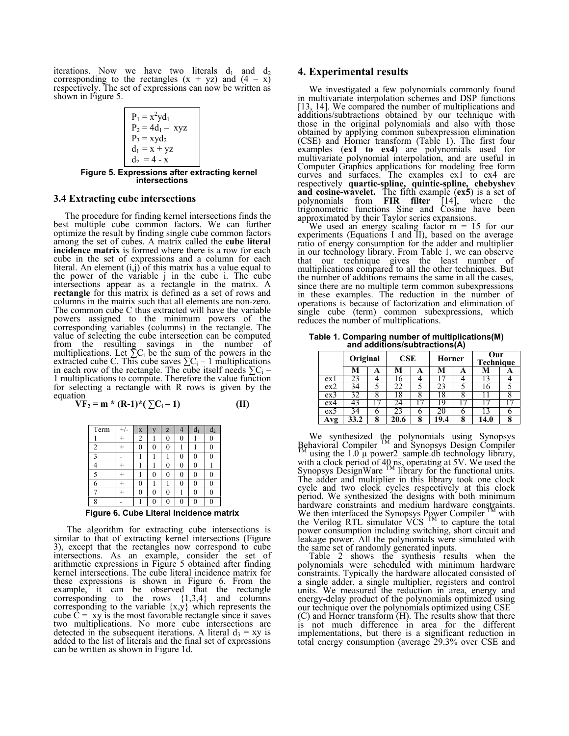iterations. Now we have two literals $d_1$ and $d_2$ corresponding to the rectangles $(x + yz)$ and $(4 - x)$ respectively. The set of expressions can now be written as shown in Figure 5.

$$
\begin{aligned}
P_1 &= x^2yd_1 \\
P_2 &= 4d_1 - xyz \\
P_3 &= xyd_2 \\
d_1 &= x + yz \\
d_2 &= 4 - x
\end{aligned}
$$

**Figure 5. Expressions after extracting kernel intersections**

### 3.4 Extracting cube intersections

The procedure for finding kernel intersections finds the best multiple cube common factors. We can further optimize the result by finding single cube common factors among the set of cubes. A matrix called the **cube literal incidence matrix** is formed where there is a row for each cube in the set of expressions and a column for each literal. An element (i,j) of this matrix has a value equal to the power of the variable j in the cube i. The cube intersections appear as a rectangle in the matrix. A **rectangle** for this matrix is defined as a set of rows and columns in the matrix such that all elements are non-zero. The common cube C thus extracted will have the variable powers assigned to the minimum powers of the corresponding variables (columns) in the rectangle. The value of selecting the cube intersection can be computed from the resulting savings in the number of multiplications. Let $\sum C_i$ be the sum of the powers in the extracted cube C. This cube saves $\sum C_i - 1$ multiplications in each row of the rectangle. The cube itself needs $\sum C_i - 1$ multiplications to compute. Therefore the value function for selecting a rectangle with R rows is given by the equation

$$\mathbf{VF_2 = m * (R\text{-}1)*( \sum C_i - 1)} \qquad \mathbf{(II)}$$

| Term | +/- | x | y | z | 4 | $d_1$ | $d_2$ |
|---|---|---|---|---|---|---|---|
| 1 | + | 2 | 1 | 0 | 0 | 1 | 0 |
| 2 | + | 0 | 0 | 0 | 1 | 1 | 0 |
| 3 | - | 1 | 1 | 1 | 0 | 0 | 0 |
| 4 | + | 1 | 1 | 0 | 0 | 0 | 1 |
| 5 | + | 1 | 0 | 0 | 0 | 0 | 0 |
| 6 | + | 0 | 1 | 1 | 0 | 0 | 0 |
| 7 | + | 0 | 0 | 0 | 1 | 0 | 0 |
| 8 | - | 1 | 0 | 0 | 0 | 0 | 0 |

**Figure 6. Cube Literal Incidence matrix**

The algorithm for extracting cube intersections is similar to that of extracting kernel intersections (Figure 3), except that the rectangles now correspond to cube intersections. As an example, consider the set of arithmetic expressions in Figure 5 obtained after finding kernel intersections. The cube literal incidence matrix for these expressions is shown in Figure 6. From the example, it can be observed that the rectangle corresponding to the rows {1,3,4} and columns corresponding to the variable {x,y} which represents the cube $C = xy$ is the most favorable rectangle since it saves two multiplications. No more cube intersections are detected in the subsequent iterations. A literal $d_3 = xy$ is added to the list of literals and the final set of expressions can be written as shown in Figure 1d.

## 4. Experimental results

We investigated a few polynomials commonly found in multivariate interpolation schemes and DSP functions [13, 14]. We compared the number of multiplications and additions/subtractions obtained by our technique with those in the original polynomials and also with those obtained by applying common subexpression elimination (CSE) and Horner transform (Table 1). The first four examples (**ex1 to ex4**) are polynomials used for multivariate polynomial interpolation, and are useful in Computer Graphics applications for modeling free form curves and surfaces. The examples ex1 to ex4 are respectively **quartic-spline, quintic-spline, chebyshev and cosine-wavelet.** The fifth example (**ex5**) is a set of polynomials from **FIR filter** [14], where the trigonometric functions Sine and Cosine have been approximated by their Taylor series expansions.

We used an energy scaling factor m = 15 for our experiments (Equations I and II), based on the average ratio of energy consumption for the adder and multiplier in our technology library. From Table 1, we can observe that our technique gives the least number of multiplications compared to all the other techniques. But the number of additions remains the same in all the cases, since there are no multiple term common subexpressions in these examples. The reduction in the number of operations is because of factorization and elimination of single cube (term) common subexpressions, which reduces the number of multiplications.

**Table 1. Comparing number of multiplications(M) and additions/subtractions(A)**

| | Original | | CSE | | Horner | | Our Technique | |
|---|---|---|---|---|---|---|---|---|
| | **M** | **A** | **M** | **A** | **M** | **A** | **M** | **A** |
| ex1 | 23 | 4 | 16 | 4 | 17 | 4 | 13 | 4 |
| ex2 | 34 | 5 | 22 | 5 | 23 | 5 | 16 | 5 |
| ex3 | 32 | 8 | 18 | 8 | 18 | 8 | 11 | 8 |
| ex4 | 43 | 17 | 24 | 17 | 19 | 17 | 17 | 17 |
| ex5 | 34 | 6 | 23 | 6 | 20 | 6 | 13 | 6 |
| **Avg** | **33.2** | **8** | **20.6** | **8** | **19.4** | **8** | **14.0** | **8** |

We synthesized the polynomials using Synopsys Behavioral Compiler ™ and Synopsys Design Compiler ™ using the 1.0 µ power2_sample.db technology library, with a clock period of 40 ns, operating at 5V. We used the Synopsys DesignWare ™ library for the functional units. The adder and multiplier in this library took one clock cycle and two clock cycles respectively at this clock period. We synthesized the designs with both minimum hardware constraints and medium hardware constraints. We then interfaced the Synopsys Power Compiler ™ with the Verilog RTL simulator VCS ™ to capture the total power consumption including switching, short circuit and leakage power. All the polynomials were simulated with the same set of randomly generated inputs.

Table 2 shows the synthesis results when the polynomials were scheduled with minimum hardware constraints. Typically the hardware allocated consisted of a single adder, a single multiplier, registers and control units. We measured the reduction in area, energy and energy-delay product of the polynomials optimized using our technique over the polynomials optimized using CSE (C) and Horner transform (H). The results show that there is not much difference in area for the different implementations, but there is a significant reduction in total energy consumption (average 29.3% over CSE and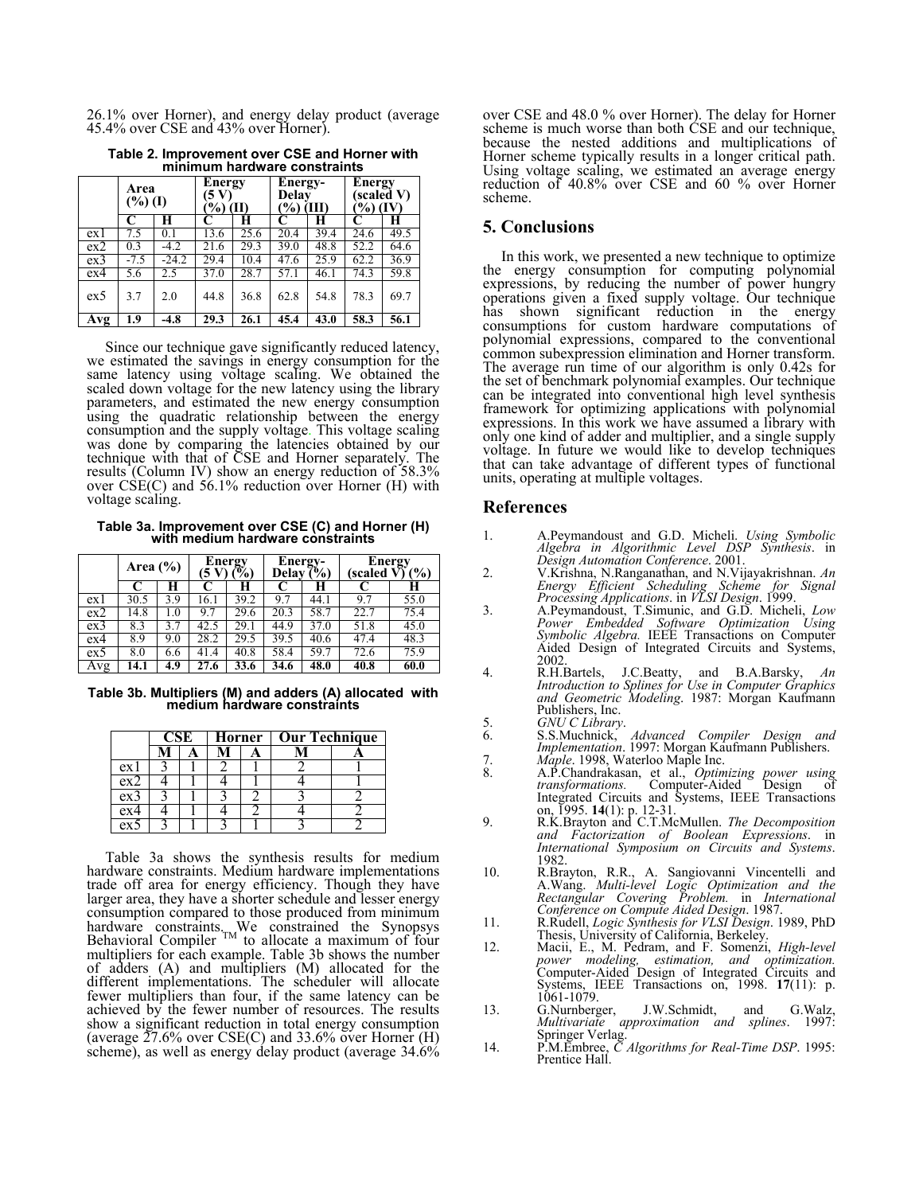26.1% over Horner), and energy delay product (average 45.4% over CSE and 43% over Horner).

**Table 2. Improvement over CSE and Horner with minimum hardware constraints**

| | Area (%) (I) | | Energy (5 V) (%) (II) | | Energy-Delay (%) (III) | | Energy (scaled V) (%) (IV) | |
|---|---|---|---|---|---|---|---|---|
| | C | H | C | H | C | H | C | H |
| ex1 | 7.5 | 0.1 | 13.6 | 25.6 | 20.4 | 39.4 | 24.6 | 49.5 |
| ex2 | 0.3 | -4.2 | 21.6 | 29.3 | 39.0 | 48.8 | 52.2 | 64.6 |
| ex3 | -7.5 | -24.2 | 29.4 | 10.4 | 47.6 | 25.9 | 62.2 | 36.9 |
| ex4 | 5.6 | 2.5 | 37.0 | 28.7 | 57.1 | 46.1 | 74.3 | 59.8 |
| ex5 | 3.7 | 2.0 | 44.8 | 36.8 | 62.8 | 54.8 | 78.3 | 69.7 |
| **Avg** | **1.9** | **-4.8** | **29.3** | **26.1** | **45.4** | **43.0** | **58.3** | **56.1** |

Since our technique gave significantly reduced latency, we estimated the savings in energy consumption for the same latency using voltage scaling. We obtained the scaled down voltage for the new latency using the library parameters, and estimated the new energy consumption using the quadratic relationship between the energy consumption and the supply voltage. This voltage scaling was done by comparing the latencies obtained by our technique with that of CSE and Horner separately. The results (Column IV) show an energy reduction of 58.3% over CSE(C) and 56.1% reduction over Horner (H) with voltage scaling.

**Table 3a. Improvement over CSE (C) and Horner (H) with medium hardware constraints**

| | Area (%) | | Energy (5 V) (%) | | Energy-Delay (%) | | Energy (scaled V) (%) | |
|---|---|---|---|---|---|---|---|---|
| | C | H | C | H | C | H | C | H |
| ex1 | 30.5 | 3.9 | 16.1 | 39.2 | 9.7 | 44.1 | 9.7 | 55.0 |
| ex2 | 14.8 | 1.0 | 9.7 | 29.6 | 20.3 | 58.7 | 22.7 | 75.4 |
| ex3 | 8.3 | 3.7 | 42.5 | 29.1 | 44.9 | 37.0 | 51.8 | 45.0 |
| ex4 | 8.9 | 9.0 | 28.2 | 29.5 | 39.5 | 40.6 | 47.4 | 48.3 |
| ex5 | 8.0 | 6.6 | 41.4 | 40.8 | 58.4 | 59.7 | 72.6 | 75.9 |
| Avg | **14.1** | **4.9** | **27.6** | **33.6** | **34.6** | **48.0** | **40.8** | **60.0** |

**Table 3b. Multipliers (M) and adders (A) allocated with medium hardware constraints**

| | CSE | | Horner | | Our Technique | |
|---|---|---|---|---|---|---|
| | M | A | M | A | M | A |
| ex1 | 3 | 1 | 2 | 1 | 2 | 1 |
| ex2 | 4 | 1 | 4 | 1 | 4 | 1 |
| ex3 | 3 | 1 | 3 | 2 | 3 | 2 |
| ex4 | 4 | 1 | 4 | 2 | 4 | 2 |
| ex5 | 3 | 1 | 3 | 1 | 3 | 2 |

Table 3a shows the synthesis results for medium hardware constraints. Medium hardware implementations trade off area for energy efficiency. Though they have larger area, they have a shorter schedule and lesser energy consumption compared to those produced from minimum hardware constraints. We constrained the Synopsys Behavioral Compiler ™ to allocate a maximum of four multipliers for each example. Table 3b shows the number of adders (A) and multipliers (M) allocated for the different implementations. The scheduler will allocate fewer multipliers than four, if the same latency can be achieved by the fewer number of resources. The results show a significant reduction in total energy consumption (average 27.6% over CSE(C) and 33.6% over Horner (H) scheme), as well as energy delay product (average 34.6% over CSE and 48.0 % over Horner). The delay for Horner scheme is much worse than both CSE and our technique, because the nested additions and multiplications of Horner scheme typically results in a longer critical path. Using voltage scaling, we estimated an average energy reduction of 40.8% over CSE and 60 % over Horner scheme.

## 5. Conclusions

In this work, we presented a new technique to optimize the energy consumption for computing polynomial expressions, by reducing the number of power hungry operations given a fixed supply voltage. Our technique has shown significant reduction in the energy consumptions for custom hardware computations of polynomial expressions, compared to the conventional common subexpression elimination and Horner transform. The average run time of our algorithm is only 0.42s for the set of benchmark polynomial examples. Our technique can be integrated into conventional high level synthesis framework for optimizing applications with polynomial expressions. In this work we have assumed a library with only one kind of adder and multiplier, and a single supply voltage. In future we would like to develop techniques that can take advantage of different types of functional units, operating at multiple voltages.

## References

1. A.Peymandoust and G.D. Micheli. *Using Symbolic Algebra in Algorithmic Level DSP Synthesis*. in *Design Automation Conference*. 2001.
2. V.Krishna, N.Ranganathan, and N.Vijaykrishnan. *An Energy Efficient Scheduling Scheme for Signal Processing Applications*. in *VLSI Design*. 1999.
3. A.Peymandoust, T.Simunic, and G.D. Micheli, *Low Power Embedded Software Optimization Using Symbolic Algebra.* IEEE Transactions on Computer Aided Design of Integrated Circuits and Systems, 2002.
4. R.H.Bartels, J.C.Beatty, and B.A.Barsky, *An Introduction to Splines for Use in Computer Graphics and Geometric Modeling*. 1987: Morgan Kaufmann Publishers, Inc.
5. *GNU C Library*.
6. S.S.Muchnick, *Advanced Compiler Design and Implementation*. 1997: Morgan Kaufmann Publishers.
7. *Maple*. 1998, Waterloo Maple Inc.
8. A.P.Chandrakasan, et al., *Optimizing power using transformations.* Computer-Aided Design of Integrated Circuits and Systems, IEEE Transactions on, 1995. **14**(1): p. 12-31.
9. R.K.Brayton and C.T.McMullen. *The Decomposition and Factorization of Boolean Expressions*. in *International Symposium on Circuits and Systems*. 1982.
10. R.Brayton, R.R., A. Sangiovanni Vincentelli and A.Wang. *Multi-level Logic Optimization and the Rectangular Covering Problem.* in *International Conference on Compute Aided Design*. 1987.
11. R.Rudell, *Logic Synthesis for VLSI Design*. 1989, PhD Thesis, University of California, Berkeley.
12. Macii, E., M. Pedram, and F. Somenzi, *High-level power modeling, estimation, and optimization.* Computer-Aided Design of Integrated Circuits and Systems, IEEE Transactions on, 1998. **17**(11): p. 1061-1079.
13. G.Nurnberger, J.W.Schmidt, and G.Walz, *Multivariate approximation and splines*. 1997: Springer Verlag.
14. P.M.Embree, *C Algorithms for Real-Time DSP*. 1995: Prentice Hall.